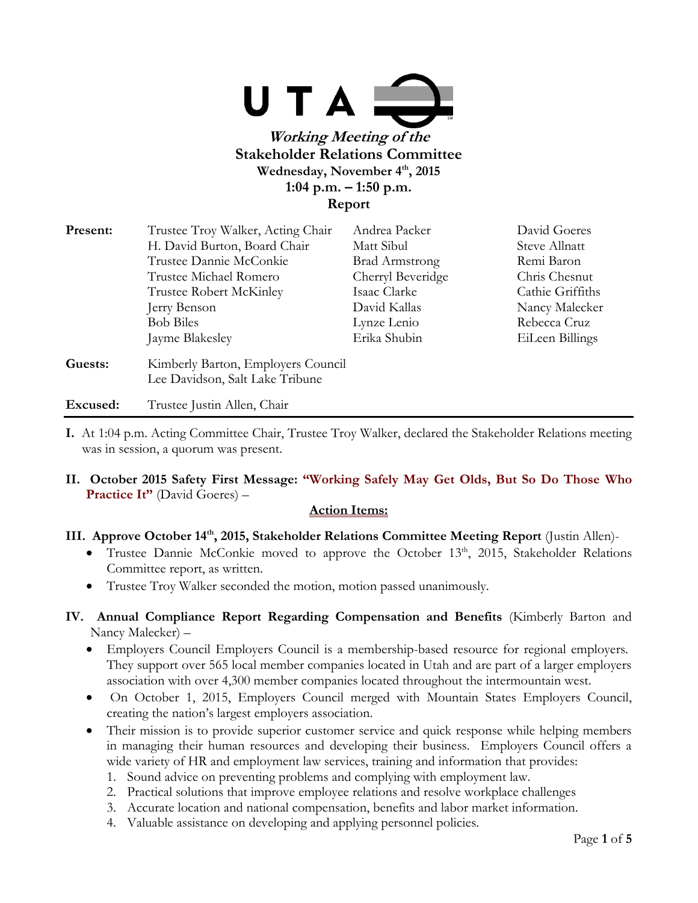UTA

***Working Meeting of the***

**Stakeholder Relations Committee**

**Wednesday, November 4th, 2015**

**1:04 p.m. – 1:50 p.m.**

**Report**

| **Present:** | Trustee Troy Walker, Acting Chair | Andrea Packer | David Goeres |
|---|---|---|---|
| | H. David Burton, Board Chair | Matt Sibul | Steve Allnatt |
| | Trustee Dannie McConkie | Brad Armstrong | Remi Baron |
| | Trustee Michael Romero | Cherryl Beveridge | Chris Chesnut |
| | Trustee Robert McKinley | Isaac Clarke | Cathie Griffiths |
| | Jerry Benson | David Kallas | Nancy Malecker |
| | Bob Biles | Lynze Lenio | Rebecca Cruz |
| | Jayme Blakesley | Erika Shubin | EiLeen Billings |

**Guests:** Kimberly Barton, Employers Council
Lee Davidson, Salt Lake Tribune

**Excused:** Trustee Justin Allen, Chair

**I.** At 1:04 p.m. Acting Committee Chair, Trustee Troy Walker, declared the Stakeholder Relations meeting was in session, a quorum was present.

**II. October 2015 Safety First Message: "Working Safely May Get Olds, But So Do Those Who Practice It"** (David Goeres) –

**Action Items:**

**III. Approve October 14th, 2015, Stakeholder Relations Committee Meeting Report** (Justin Allen)-

- Trustee Dannie McConkie moved to approve the October 13th, 2015, Stakeholder Relations Committee report, as written.
- Trustee Troy Walker seconded the motion, motion passed unanimously.

**IV. Annual Compliance Report Regarding Compensation and Benefits** (Kimberly Barton and Nancy Malecker) –

- Employers Council Employers Council is a membership-based resource for regional employers. They support over 565 local member companies located in Utah and are part of a larger employers association with over 4,300 member companies located throughout the intermountain west.
- On October 1, 2015, Employers Council merged with Mountain States Employers Council, creating the nation's largest employers association.
- Their mission is to provide superior customer service and quick response while helping members in managing their human resources and developing their business. Employers Council offers a wide variety of HR and employment law services, training and information that provides:
  1. Sound advice on preventing problems and complying with employment law.
  2. Practical solutions that improve employee relations and resolve workplace challenges
  3. Accurate location and national compensation, benefits and labor market information.
  4. Valuable assistance on developing and applying personnel policies.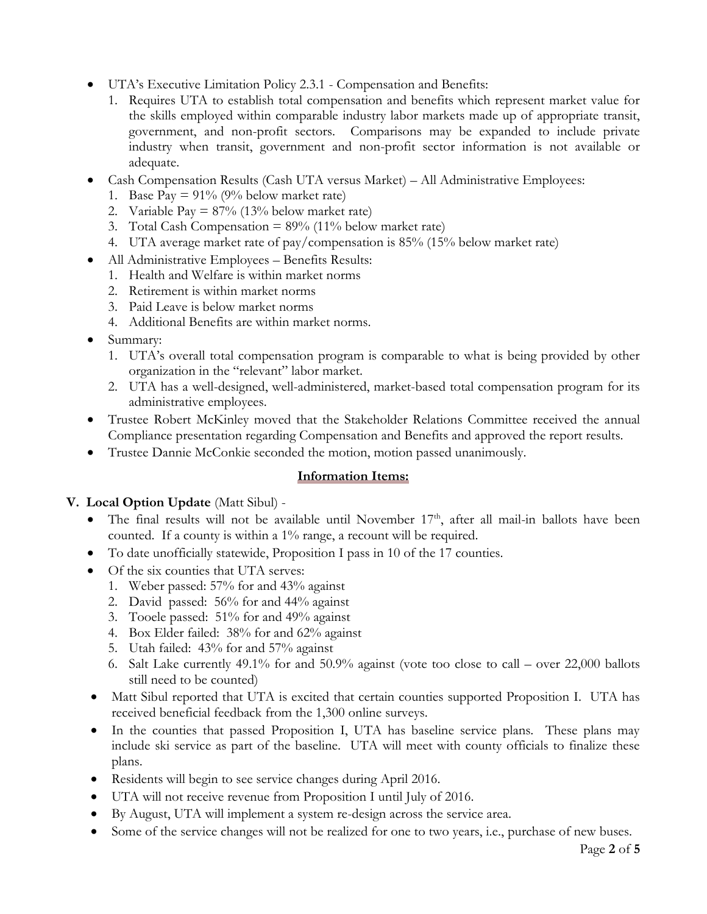- UTA's Executive Limitation Policy 2.3.1 - Compensation and Benefits:
  1. Requires UTA to establish total compensation and benefits which represent market value for the skills employed within comparable industry labor markets made up of appropriate transit, government, and non-profit sectors. Comparisons may be expanded to include private industry when transit, government and non-profit sector information is not available or adequate.
- Cash Compensation Results (Cash UTA versus Market) – All Administrative Employees:
  1. Base Pay = 91% (9% below market rate)
  2. Variable Pay = 87% (13% below market rate)
  3. Total Cash Compensation = 89% (11% below market rate)
  4. UTA average market rate of pay/compensation is 85% (15% below market rate)
- All Administrative Employees – Benefits Results:
  1. Health and Welfare is within market norms
  2. Retirement is within market norms
  3. Paid Leave is below market norms
  4. Additional Benefits are within market norms.
- Summary:
  1. UTA's overall total compensation program is comparable to what is being provided by other organization in the "relevant" labor market.
  2. UTA has a well-designed, well-administered, market-based total compensation program for its administrative employees.
- Trustee Robert McKinley moved that the Stakeholder Relations Committee received the annual Compliance presentation regarding Compensation and Benefits and approved the report results.
- Trustee Dannie McConkie seconded the motion, motion passed unanimously.

## **Information Items:**

**V. Local Option Update** (Matt Sibul) -

- The final results will not be available until November 17th, after all mail-in ballots have been counted. If a county is within a 1% range, a recount will be required.
- To date unofficially statewide, Proposition I pass in 10 of the 17 counties.
- Of the six counties that UTA serves:
  1. Weber passed: 57% for and 43% against
  2. David passed: 56% for and 44% against
  3. Tooele passed: 51% for and 49% against
  4. Box Elder failed: 38% for and 62% against
  5. Utah failed: 43% for and 57% against
  6. Salt Lake currently 49.1% for and 50.9% against (vote too close to call – over 22,000 ballots still need to be counted)
- Matt Sibul reported that UTA is excited that certain counties supported Proposition I. UTA has received beneficial feedback from the 1,300 online surveys.
- In the counties that passed Proposition I, UTA has baseline service plans. These plans may include ski service as part of the baseline. UTA will meet with county officials to finalize these plans.
- Residents will begin to see service changes during April 2016.
- UTA will not receive revenue from Proposition I until July of 2016.
- By August, UTA will implement a system re-design across the service area.
- Some of the service changes will not be realized for one to two years, i.e., purchase of new buses.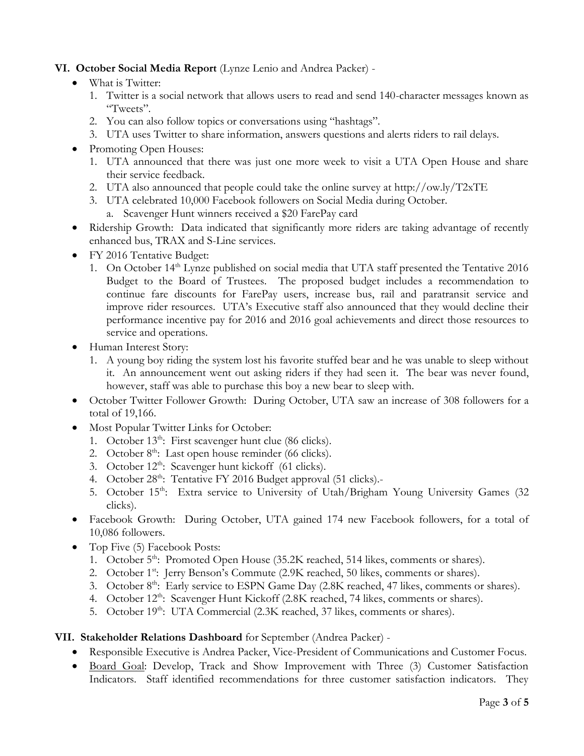**VI. October Social Media Report** (Lynze Lenio and Andrea Packer) -

- What is Twitter:
  1. Twitter is a social network that allows users to read and send 140-character messages known as "Tweets".
  2. You can also follow topics or conversations using "hashtags".
  3. UTA uses Twitter to share information, answers questions and alerts riders to rail delays.
- Promoting Open Houses:
  1. UTA announced that there was just one more week to visit a UTA Open House and share their service feedback.
  2. UTA also announced that people could take the online survey at http://ow.ly/T2xTE
  3. UTA celebrated 10,000 Facebook followers on Social Media during October.
     a. Scavenger Hunt winners received a $20 FarePay card
- Ridership Growth: Data indicated that significantly more riders are taking advantage of recently enhanced bus, TRAX and S-Line services.
- FY 2016 Tentative Budget:
  1. On October 14th Lynze published on social media that UTA staff presented the Tentative 2016 Budget to the Board of Trustees. The proposed budget includes a recommendation to continue fare discounts for FarePay users, increase bus, rail and paratransit service and improve rider resources. UTA's Executive staff also announced that they would decline their performance incentive pay for 2016 and 2016 goal achievements and direct those resources to service and operations.
- Human Interest Story:
  1. A young boy riding the system lost his favorite stuffed bear and he was unable to sleep without it. An announcement went out asking riders if they had seen it. The bear was never found, however, staff was able to purchase this boy a new bear to sleep with.
- October Twitter Follower Growth: During October, UTA saw an increase of 308 followers for a total of 19,166.
- Most Popular Twitter Links for October:
  1. October 13th: First scavenger hunt clue (86 clicks).
  2. October 8th: Last open house reminder (66 clicks).
  3. October 12th: Scavenger hunt kickoff (61 clicks).
  4. October 28th: Tentative FY 2016 Budget approval (51 clicks).-
  5. October 15th: Extra service to University of Utah/Brigham Young University Games (32 clicks).
- Facebook Growth: During October, UTA gained 174 new Facebook followers, for a total of 10,086 followers.
- Top Five (5) Facebook Posts:
  1. October 5th: Promoted Open House (35.2K reached, 514 likes, comments or shares).
  2. October 1st: Jerry Benson's Commute (2.9K reached, 50 likes, comments or shares).
  3. October 8th: Early service to ESPN Game Day (2.8K reached, 47 likes, comments or shares).
  4. October 12th: Scavenger Hunt Kickoff (2.8K reached, 74 likes, comments or shares).
  5. October 19th: UTA Commercial (2.3K reached, 37 likes, comments or shares).

**VII. Stakeholder Relations Dashboard** for September (Andrea Packer) -

- Responsible Executive is Andrea Packer, Vice-President of Communications and Customer Focus.
- Board Goal: Develop, Track and Show Improvement with Three (3) Customer Satisfaction Indicators. Staff identified recommendations for three customer satisfaction indicators. They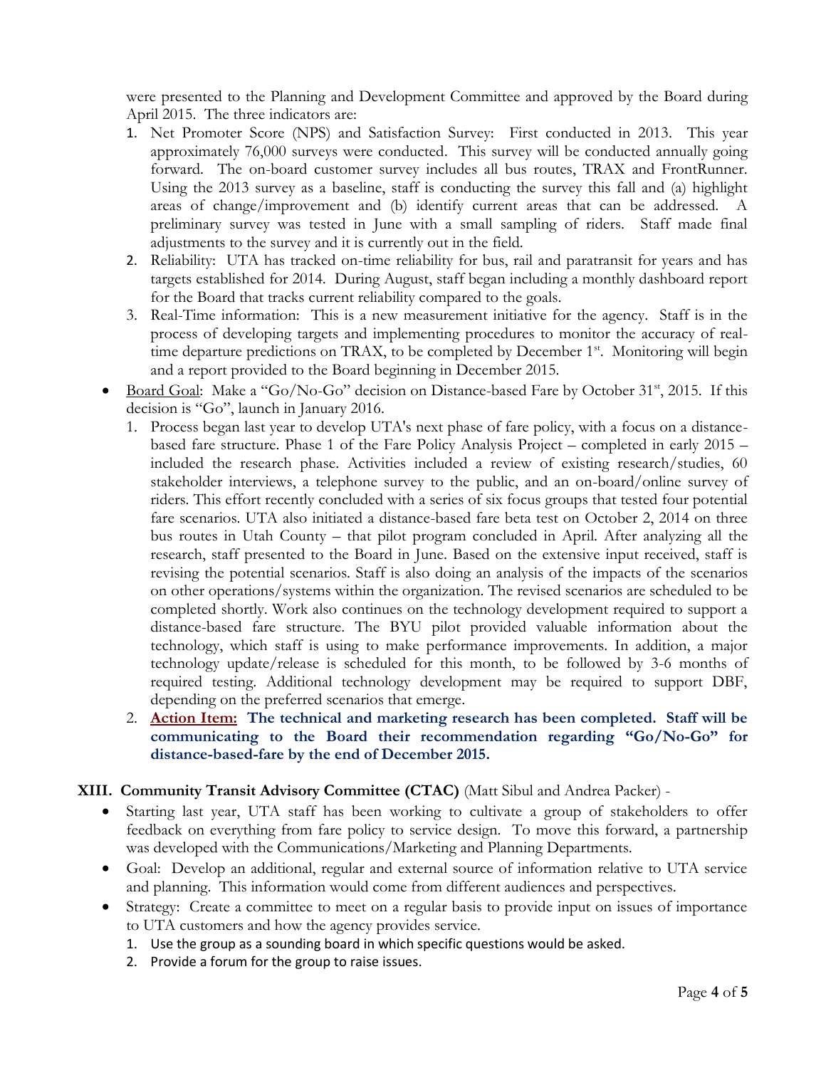were presented to the Planning and Development Committee and approved by the Board during April 2015. The three indicators are:

1. Net Promoter Score (NPS) and Satisfaction Survey: First conducted in 2013. This year approximately 76,000 surveys were conducted. This survey will be conducted annually going forward. The on-board customer survey includes all bus routes, TRAX and FrontRunner. Using the 2013 survey as a baseline, staff is conducting the survey this fall and (a) highlight areas of change/improvement and (b) identify current areas that can be addressed. A preliminary survey was tested in June with a small sampling of riders. Staff made final adjustments to the survey and it is currently out in the field.
2. Reliability: UTA has tracked on-time reliability for bus, rail and paratransit for years and has targets established for 2014. During August, staff began including a monthly dashboard report for the Board that tracks current reliability compared to the goals.
3. Real-Time information: This is a new measurement initiative for the agency. Staff is in the process of developing targets and implementing procedures to monitor the accuracy of real-time departure predictions on TRAX, to be completed by December 1st. Monitoring will begin and a report provided to the Board beginning in December 2015.

- Board Goal: Make a "Go/No-Go" decision on Distance-based Fare by October 31st, 2015. If this decision is "Go", launch in January 2016.
  1. Process began last year to develop UTA's next phase of fare policy, with a focus on a distance-based fare structure. Phase 1 of the Fare Policy Analysis Project – completed in early 2015 – included the research phase. Activities included a review of existing research/studies, 60 stakeholder interviews, a telephone survey to the public, and an on-board/online survey of riders. This effort recently concluded with a series of six focus groups that tested four potential fare scenarios. UTA also initiated a distance-based fare beta test on October 2, 2014 on three bus routes in Utah County – that pilot program concluded in April. After analyzing all the research, staff presented to the Board in June. Based on the extensive input received, staff is revising the potential scenarios. Staff is also doing an analysis of the impacts of the scenarios on other operations/systems within the organization. The revised scenarios are scheduled to be completed shortly. Work also continues on the technology development required to support a distance-based fare structure. The BYU pilot provided valuable information about the technology, which staff is using to make performance improvements. In addition, a major technology update/release is scheduled for this month, to be followed by 3-6 months of required testing. Additional technology development may be required to support DBF, depending on the preferred scenarios that emerge.
  2. **Action Item: The technical and marketing research has been completed. Staff will be communicating to the Board their recommendation regarding "Go/No-Go" for distance-based-fare by the end of December 2015.**

## XIII. Community Transit Advisory Committee (CTAC) (Matt Sibul and Andrea Packer) -

- Starting last year, UTA staff has been working to cultivate a group of stakeholders to offer feedback on everything from fare policy to service design. To move this forward, a partnership was developed with the Communications/Marketing and Planning Departments.
- Goal: Develop an additional, regular and external source of information relative to UTA service and planning. This information would come from different audiences and perspectives.
- Strategy: Create a committee to meet on a regular basis to provide input on issues of importance to UTA customers and how the agency provides service.
  1. Use the group as a sounding board in which specific questions would be asked.
  2. Provide a forum for the group to raise issues.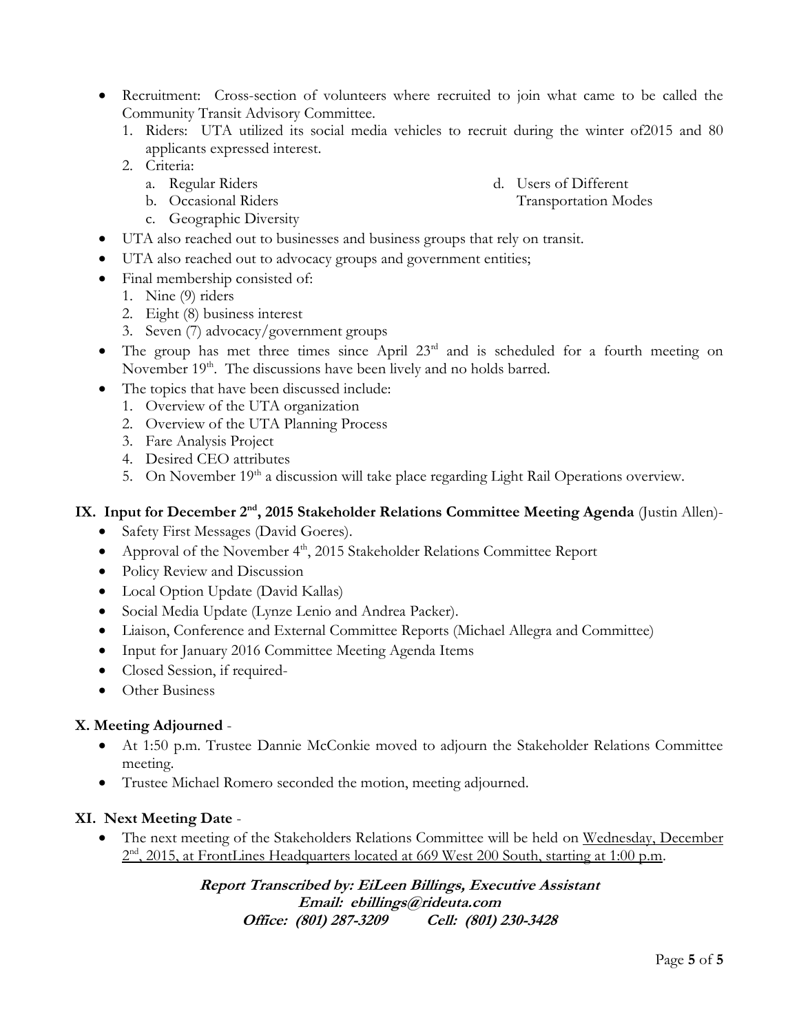- Recruitment: Cross-section of volunteers where recruited to join what came to be called the Community Transit Advisory Committee.
  1. Riders: UTA utilized its social media vehicles to recruit during the winter of2015 and 80 applicants expressed interest.
  2. Criteria:
     a. Regular Riders
     b. Occasional Riders
     c. Geographic Diversity
     d. Users of Different Transportation Modes
- UTA also reached out to businesses and business groups that rely on transit.
- UTA also reached out to advocacy groups and government entities;
- Final membership consisted of:
  1. Nine (9) riders
  2. Eight (8) business interest
  3. Seven (7) advocacy/government groups
- The group has met three times since April 23rd and is scheduled for a fourth meeting on November 19th. The discussions have been lively and no holds barred.
- The topics that have been discussed include:
  1. Overview of the UTA organization
  2. Overview of the UTA Planning Process
  3. Fare Analysis Project
  4. Desired CEO attributes
  5. On November 19th a discussion will take place regarding Light Rail Operations overview.

**IX. Input for December 2nd, 2015 Stakeholder Relations Committee Meeting Agenda** (Justin Allen)-

- Safety First Messages (David Goeres).
- Approval of the November 4th, 2015 Stakeholder Relations Committee Report
- Policy Review and Discussion
- Local Option Update (David Kallas)
- Social Media Update (Lynze Lenio and Andrea Packer).
- Liaison, Conference and External Committee Reports (Michael Allegra and Committee)
- Input for January 2016 Committee Meeting Agenda Items
- Closed Session, if required-
- Other Business

**X. Meeting Adjourned** -

- At 1:50 p.m. Trustee Dannie McConkie moved to adjourn the Stakeholder Relations Committee meeting.
- Trustee Michael Romero seconded the motion, meeting adjourned.

**XI. Next Meeting Date** -

- The next meeting of the Stakeholders Relations Committee will be held on Wednesday, December 2nd, 2015, at FrontLines Headquarters located at 669 West 200 South, starting at 1:00 p.m.

***Report Transcribed by: EiLeen Billings, Executive Assistant***
***Email: ebillings@rideuta.com***
***Office: (801) 287-3209 Cell: (801) 230-3428***